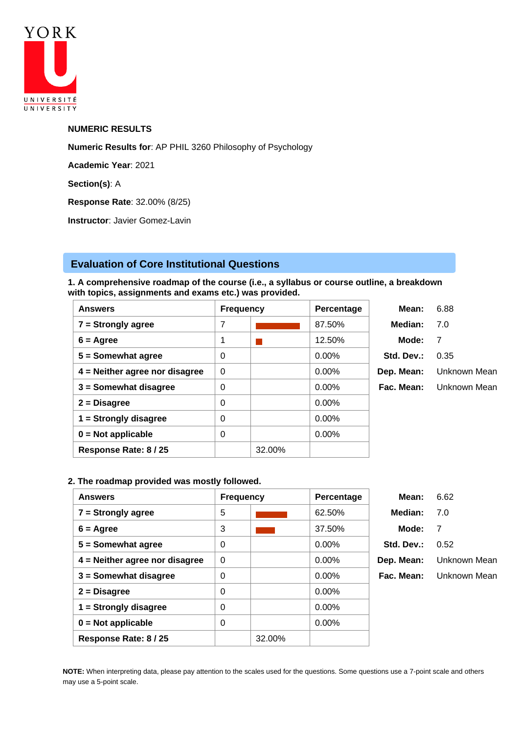YORK

UNIVERSITÉ
UNIVERSITY

**NUMERIC RESULTS**

**Numeric Results for**: AP PHIL 3260 Philosophy of Psychology

**Academic Year**: 2021

**Section(s)**: A

**Response Rate**: 32.00% (8/25)

**Instructor**: Javier Gomez-Lavin

## Evaluation of Core Institutional Questions

**1. A comprehensive roadmap of the course (i.e., a syllabus or course outline, a breakdown with topics, assignments and exams etc.) was provided.**

| Answers | Frequency | | Percentage |
|---|---|---|---|
| 7 = Strongly agree | 7 | | 87.50% |
| 6 = Agree | 1 | | 12.50% |
| 5 = Somewhat agree | 0 | | 0.00% |
| 4 = Neither agree nor disagree | 0 | | 0.00% |
| 3 = Somewhat disagree | 0 | | 0.00% |
| 2 = Disagree | 0 | | 0.00% |
| 1 = Strongly disagree | 0 | | 0.00% |
| 0 = Not applicable | 0 | | 0.00% |
| Response Rate: 8 / 25 | | 32.00% | |

| | |
|---|---|
| **Mean:** | 6.88 |
| **Median:** | 7.0 |
| **Mode:** | 7 |
| **Std. Dev.:** | 0.35 |
| **Dep. Mean:** | Unknown Mean |
| **Fac. Mean:** | Unknown Mean |

**2. The roadmap provided was mostly followed.**

| Answers | Frequency | | Percentage |
|---|---|---|---|
| 7 = Strongly agree | 5 | | 62.50% |
| 6 = Agree | 3 | | 37.50% |
| 5 = Somewhat agree | 0 | | 0.00% |
| 4 = Neither agree nor disagree | 0 | | 0.00% |
| 3 = Somewhat disagree | 0 | | 0.00% |
| 2 = Disagree | 0 | | 0.00% |
| 1 = Strongly disagree | 0 | | 0.00% |
| 0 = Not applicable | 0 | | 0.00% |
| Response Rate: 8 / 25 | | 32.00% | |

| | |
|---|---|
| **Mean:** | 6.62 |
| **Median:** | 7.0 |
| **Mode:** | 7 |
| **Std. Dev.:** | 0.52 |
| **Dep. Mean:** | Unknown Mean |
| **Fac. Mean:** | Unknown Mean |

**NOTE:** When interpreting data, please pay attention to the scales used for the questions. Some questions use a 7-point scale and others may use a 5-point scale.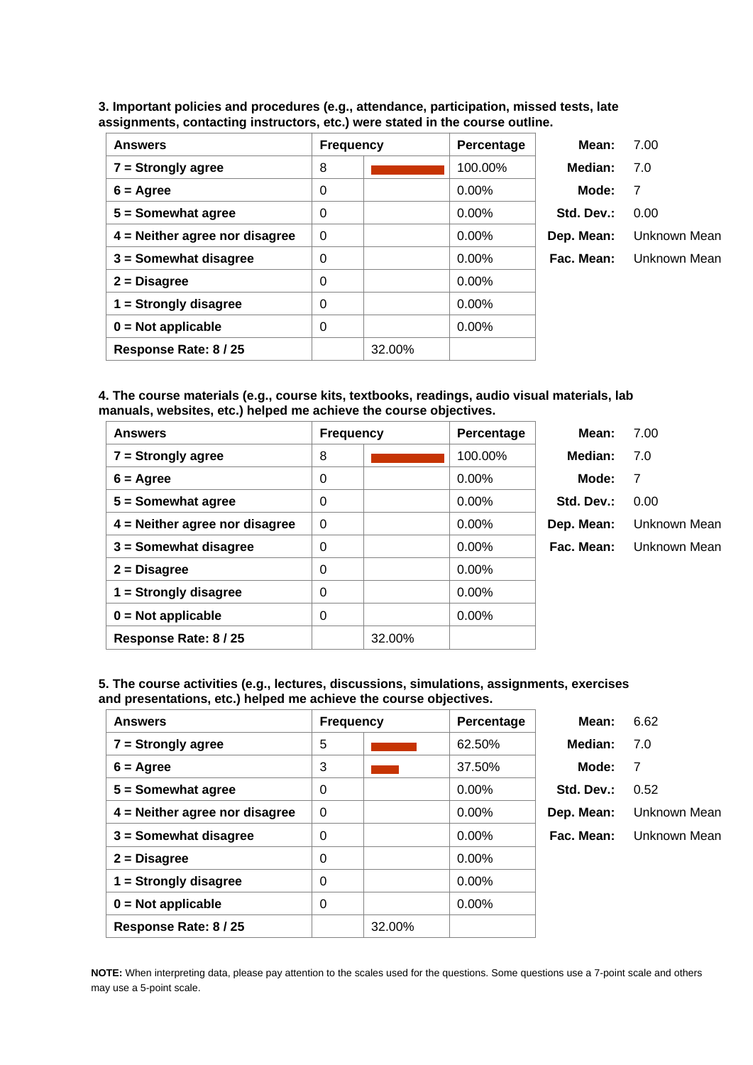**3. Important policies and procedures (e.g., attendance, participation, missed tests, late assignments, contacting instructors, etc.) were stated in the course outline.**

| Answers | Frequency | | Percentage |
|---|---|---|---|
| 7 = Strongly agree | 8 | | 100.00% |
| 6 = Agree | 0 | | 0.00% |
| 5 = Somewhat agree | 0 | | 0.00% |
| 4 = Neither agree nor disagree | 0 | | 0.00% |
| 3 = Somewhat disagree | 0 | | 0.00% |
| 2 = Disagree | 0 | | 0.00% |
| 1 = Strongly disagree | 0 | | 0.00% |
| 0 = Not applicable | 0 | | 0.00% |
| Response Rate: 8 / 25 | | 32.00% | |

| | |
|---|---|
| **Mean:** | 7.00 |
| **Median:** | 7.0 |
| **Mode:** | 7 |
| **Std. Dev.:** | 0.00 |
| **Dep. Mean:** | Unknown Mean |
| **Fac. Mean:** | Unknown Mean |

**4. The course materials (e.g., course kits, textbooks, readings, audio visual materials, lab manuals, websites, etc.) helped me achieve the course objectives.**

| Answers | Frequency | | Percentage |
|---|---|---|---|
| 7 = Strongly agree | 8 | | 100.00% |
| 6 = Agree | 0 | | 0.00% |
| 5 = Somewhat agree | 0 | | 0.00% |
| 4 = Neither agree nor disagree | 0 | | 0.00% |
| 3 = Somewhat disagree | 0 | | 0.00% |
| 2 = Disagree | 0 | | 0.00% |
| 1 = Strongly disagree | 0 | | 0.00% |
| 0 = Not applicable | 0 | | 0.00% |
| Response Rate: 8 / 25 | | 32.00% | |

| | |
|---|---|
| **Mean:** | 7.00 |
| **Median:** | 7.0 |
| **Mode:** | 7 |
| **Std. Dev.:** | 0.00 |
| **Dep. Mean:** | Unknown Mean |
| **Fac. Mean:** | Unknown Mean |

**5. The course activities (e.g., lectures, discussions, simulations, assignments, exercises and presentations, etc.) helped me achieve the course objectives.**

| Answers | Frequency | | Percentage |
|---|---|---|---|
| 7 = Strongly agree | 5 | | 62.50% |
| 6 = Agree | 3 | | 37.50% |
| 5 = Somewhat agree | 0 | | 0.00% |
| 4 = Neither agree nor disagree | 0 | | 0.00% |
| 3 = Somewhat disagree | 0 | | 0.00% |
| 2 = Disagree | 0 | | 0.00% |
| 1 = Strongly disagree | 0 | | 0.00% |
| 0 = Not applicable | 0 | | 0.00% |
| Response Rate: 8 / 25 | | 32.00% | |

| | |
|---|---|
| **Mean:** | 6.62 |
| **Median:** | 7.0 |
| **Mode:** | 7 |
| **Std. Dev.:** | 0.52 |
| **Dep. Mean:** | Unknown Mean |
| **Fac. Mean:** | Unknown Mean |

**NOTE:** When interpreting data, please pay attention to the scales used for the questions. Some questions use a 7-point scale and others may use a 5-point scale.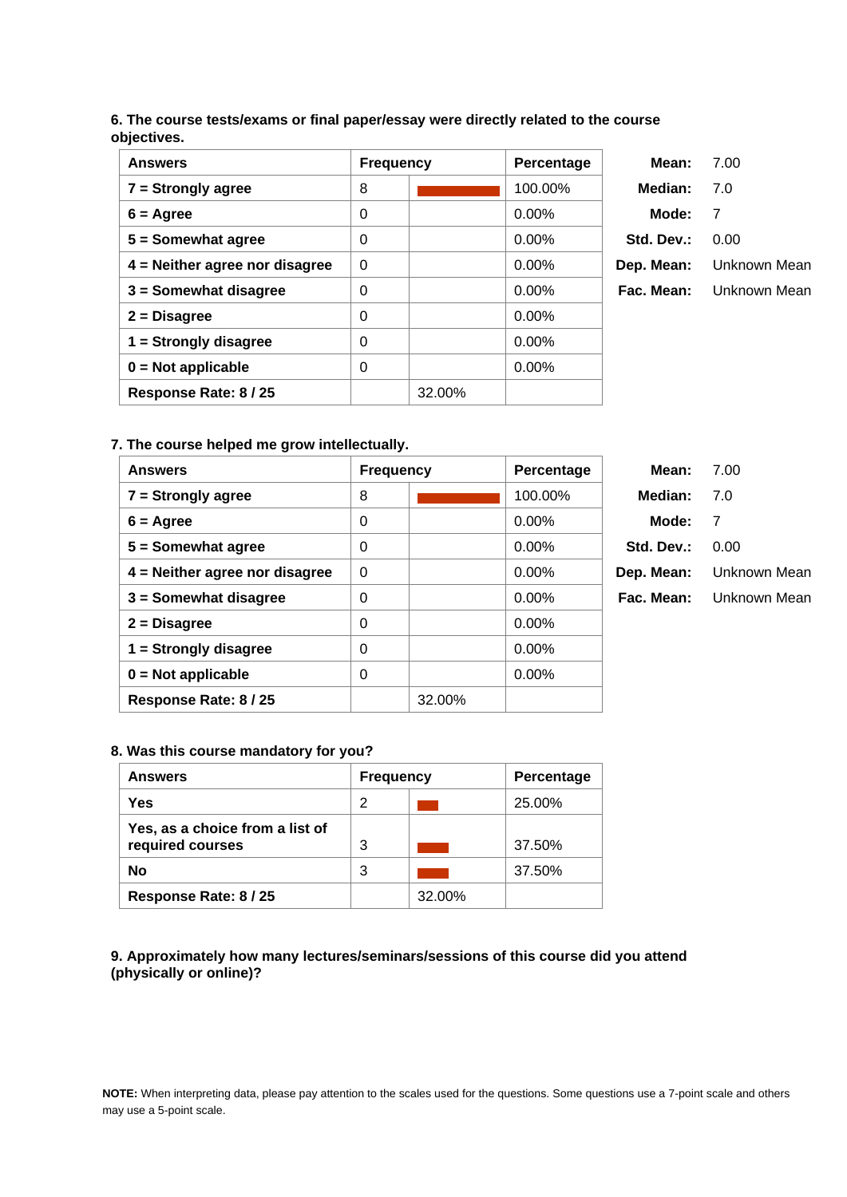**6. The course tests/exams or final paper/essay were directly related to the course objectives.**

| Answers | Frequency | | Percentage |
|---|---|---|---|
| 7 = Strongly agree | 8 | | 100.00% |
| 6 = Agree | 0 | | 0.00% |
| 5 = Somewhat agree | 0 | | 0.00% |
| 4 = Neither agree nor disagree | 0 | | 0.00% |
| 3 = Somewhat disagree | 0 | | 0.00% |
| 2 = Disagree | 0 | | 0.00% |
| 1 = Strongly disagree | 0 | | 0.00% |
| 0 = Not applicable | 0 | | 0.00% |
| Response Rate: 8 / 25 | | 32.00% | |

| | |
|---|---|
| **Mean:** | 7.00 |
| **Median:** | 7.0 |
| **Mode:** | 7 |
| **Std. Dev.:** | 0.00 |
| **Dep. Mean:** | Unknown Mean |
| **Fac. Mean:** | Unknown Mean |

**7. The course helped me grow intellectually.**

| Answers | Frequency | | Percentage |
|---|---|---|---|
| 7 = Strongly agree | 8 | | 100.00% |
| 6 = Agree | 0 | | 0.00% |
| 5 = Somewhat agree | 0 | | 0.00% |
| 4 = Neither agree nor disagree | 0 | | 0.00% |
| 3 = Somewhat disagree | 0 | | 0.00% |
| 2 = Disagree | 0 | | 0.00% |
| 1 = Strongly disagree | 0 | | 0.00% |
| 0 = Not applicable | 0 | | 0.00% |
| Response Rate: 8 / 25 | | 32.00% | |

| | |
|---|---|
| **Mean:** | 7.00 |
| **Median:** | 7.0 |
| **Mode:** | 7 |
| **Std. Dev.:** | 0.00 |
| **Dep. Mean:** | Unknown Mean |
| **Fac. Mean:** | Unknown Mean |

**8. Was this course mandatory for you?**

| Answers | Frequency | | Percentage |
|---|---|---|---|
| Yes | 2 | | 25.00% |
| Yes, as a choice from a list of required courses | 3 | | 37.50% |
| No | 3 | | 37.50% |
| Response Rate: 8 / 25 | | 32.00% | |

**9. Approximately how many lectures/seminars/sessions of this course did you attend (physically or online)?**

**NOTE:** When interpreting data, please pay attention to the scales used for the questions. Some questions use a 7-point scale and others may use a 5-point scale.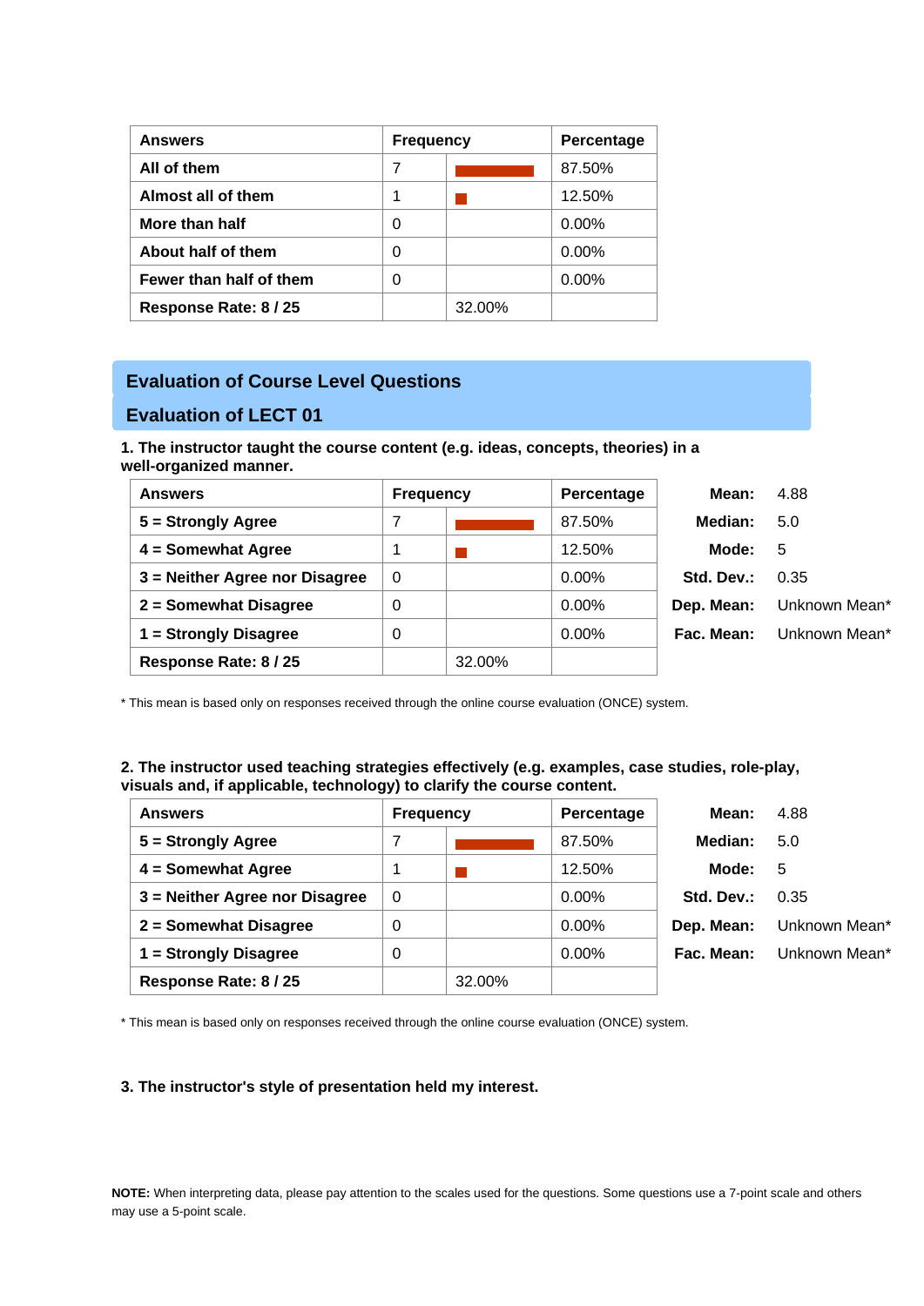| Answers | Frequency | | Percentage |
|---|---|---|---|
| All of them | 7 | | 87.50% |
| Almost all of them | 1 | | 12.50% |
| More than half | 0 | | 0.00% |
| About half of them | 0 | | 0.00% |
| Fewer than half of them | 0 | | 0.00% |
| Response Rate: 8 / 25 | | 32.00% | |

## Evaluation of Course Level Questions

## Evaluation of LECT 01

**1. The instructor taught the course content (e.g. ideas, concepts, theories) in a well-organized manner.**

| Answers | Frequency | | Percentage |
|---|---|---|---|
| 5 = Strongly Agree | 7 | | 87.50% |
| 4 = Somewhat Agree | 1 | | 12.50% |
| 3 = Neither Agree nor Disagree | 0 | | 0.00% |
| 2 = Somewhat Disagree | 0 | | 0.00% |
| 1 = Strongly Disagree | 0 | | 0.00% |
| Response Rate: 8 / 25 | | 32.00% | |

| | |
|---|---|
| **Mean:** | 4.88 |
| **Median:** | 5.0 |
| **Mode:** | 5 |
| **Std. Dev.:** | 0.35 |
| **Dep. Mean:** | Unknown Mean* |
| **Fac. Mean:** | Unknown Mean* |

* This mean is based only on responses received through the online course evaluation (ONCE) system.

**2. The instructor used teaching strategies effectively (e.g. examples, case studies, role-play, visuals and, if applicable, technology) to clarify the course content.**

| Answers | Frequency | | Percentage |
|---|---|---|---|
| 5 = Strongly Agree | 7 | | 87.50% |
| 4 = Somewhat Agree | 1 | | 12.50% |
| 3 = Neither Agree nor Disagree | 0 | | 0.00% |
| 2 = Somewhat Disagree | 0 | | 0.00% |
| 1 = Strongly Disagree | 0 | | 0.00% |
| Response Rate: 8 / 25 | | 32.00% | |

| | |
|---|---|
| **Mean:** | 4.88 |
| **Median:** | 5.0 |
| **Mode:** | 5 |
| **Std. Dev.:** | 0.35 |
| **Dep. Mean:** | Unknown Mean* |
| **Fac. Mean:** | Unknown Mean* |

* This mean is based only on responses received through the online course evaluation (ONCE) system.

**3. The instructor's style of presentation held my interest.**

**NOTE:** When interpreting data, please pay attention to the scales used for the questions. Some questions use a 7-point scale and others may use a 5-point scale.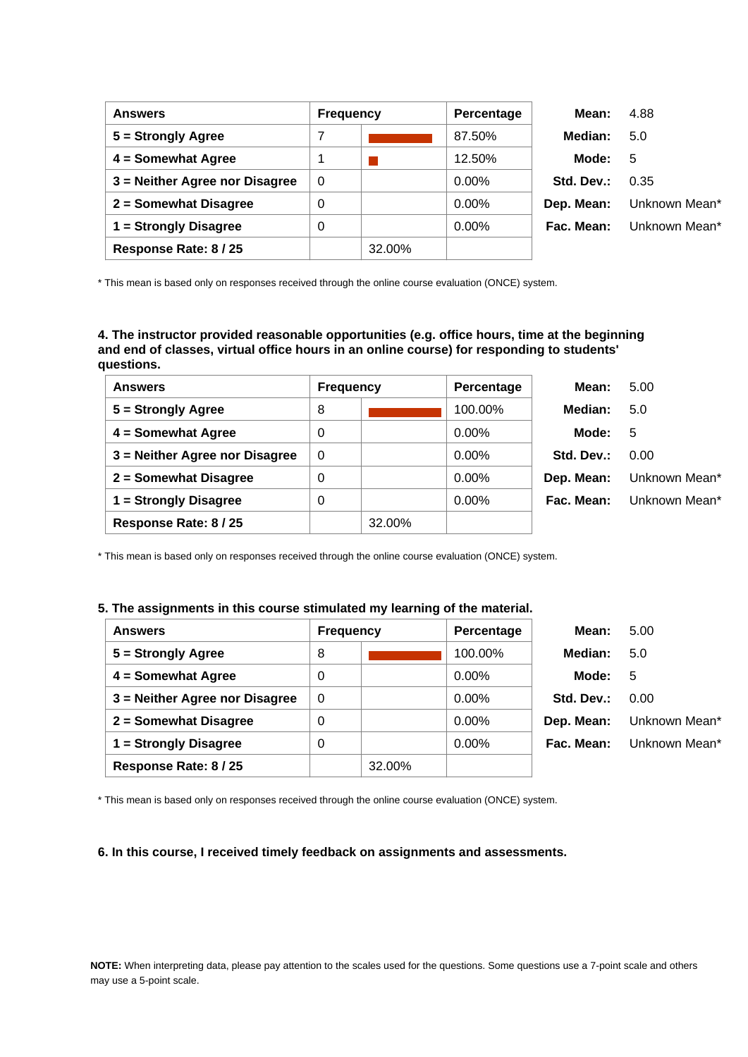| Answers | Frequency | | Percentage | | |
|---|---|---|---|---|---|
| 5 = Strongly Agree | 7 | | 87.50% | **Mean:** | 4.88 |
| 4 = Somewhat Agree | 1 | | 12.50% | **Median:** | 5.0 |
| 3 = Neither Agree nor Disagree | 0 | | 0.00% | **Mode:** | 5 |
| 2 = Somewhat Disagree | 0 | | 0.00% | **Std. Dev.:** | 0.35 |
| 1 = Strongly Disagree | 0 | | 0.00% | **Dep. Mean:** | Unknown Mean* |
| **Response Rate: 8 / 25** | | 32.00% | | **Fac. Mean:** | Unknown Mean* |

* This mean is based only on responses received through the online course evaluation (ONCE) system.

**4. The instructor provided reasonable opportunities (e.g. office hours, time at the beginning and end of classes, virtual office hours in an online course) for responding to students' questions.**

| Answers | Frequency | | Percentage | | |
|---|---|---|---|---|---|
| 5 = Strongly Agree | 8 | | 100.00% | **Mean:** | 5.00 |
| 4 = Somewhat Agree | 0 | | 0.00% | **Median:** | 5.0 |
| 3 = Neither Agree nor Disagree | 0 | | 0.00% | **Mode:** | 5 |
| 2 = Somewhat Disagree | 0 | | 0.00% | **Std. Dev.:** | 0.00 |
| 1 = Strongly Disagree | 0 | | 0.00% | **Dep. Mean:** | Unknown Mean* |
| **Response Rate: 8 / 25** | | 32.00% | | **Fac. Mean:** | Unknown Mean* |

* This mean is based only on responses received through the online course evaluation (ONCE) system.

**5. The assignments in this course stimulated my learning of the material.**

| Answers | Frequency | | Percentage | | |
|---|---|---|---|---|---|
| 5 = Strongly Agree | 8 | | 100.00% | **Mean:** | 5.00 |
| 4 = Somewhat Agree | 0 | | 0.00% | **Median:** | 5.0 |
| 3 = Neither Agree nor Disagree | 0 | | 0.00% | **Mode:** | 5 |
| 2 = Somewhat Disagree | 0 | | 0.00% | **Std. Dev.:** | 0.00 |
| 1 = Strongly Disagree | 0 | | 0.00% | **Dep. Mean:** | Unknown Mean* |
| **Response Rate: 8 / 25** | | 32.00% | | **Fac. Mean:** | Unknown Mean* |

* This mean is based only on responses received through the online course evaluation (ONCE) system.

**6. In this course, I received timely feedback on assignments and assessments.**

**NOTE:** When interpreting data, please pay attention to the scales used for the questions. Some questions use a 7-point scale and others may use a 5-point scale.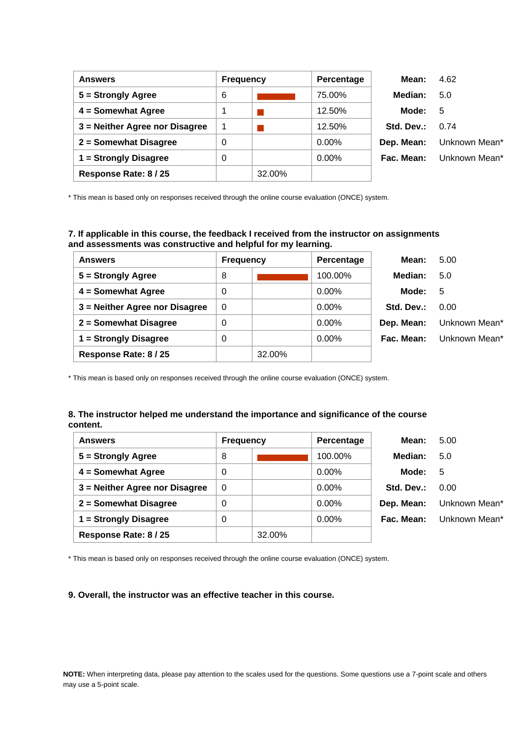| Answers | Frequency | | Percentage |
|---|---|---|---|
| 5 = Strongly Agree | 6 | | 75.00% |
| 4 = Somewhat Agree | 1 | | 12.50% |
| 3 = Neither Agree nor Disagree | 1 | | 12.50% |
| 2 = Somewhat Disagree | 0 | | 0.00% |
| 1 = Strongly Disagree | 0 | | 0.00% |
| **Response Rate: 8 / 25** | | 32.00% | |

| | |
|---|---|
| **Mean:** | 4.62 |
| **Median:** | 5.0 |
| **Mode:** | 5 |
| **Std. Dev.:** | 0.74 |
| **Dep. Mean:** | Unknown Mean* |
| **Fac. Mean:** | Unknown Mean* |

* This mean is based only on responses received through the online course evaluation (ONCE) system.

**7. If applicable in this course, the feedback I received from the instructor on assignments and assessments was constructive and helpful for my learning.**

| Answers | Frequency | | Percentage |
|---|---|---|---|
| 5 = Strongly Agree | 8 | | 100.00% |
| 4 = Somewhat Agree | 0 | | 0.00% |
| 3 = Neither Agree nor Disagree | 0 | | 0.00% |
| 2 = Somewhat Disagree | 0 | | 0.00% |
| 1 = Strongly Disagree | 0 | | 0.00% |
| **Response Rate: 8 / 25** | | 32.00% | |

| | |
|---|---|
| **Mean:** | 5.00 |
| **Median:** | 5.0 |
| **Mode:** | 5 |
| **Std. Dev.:** | 0.00 |
| **Dep. Mean:** | Unknown Mean* |
| **Fac. Mean:** | Unknown Mean* |

* This mean is based only on responses received through the online course evaluation (ONCE) system.

**8. The instructor helped me understand the importance and significance of the course content.**

| Answers | Frequency | | Percentage |
|---|---|---|---|
| 5 = Strongly Agree | 8 | | 100.00% |
| 4 = Somewhat Agree | 0 | | 0.00% |
| 3 = Neither Agree nor Disagree | 0 | | 0.00% |
| 2 = Somewhat Disagree | 0 | | 0.00% |
| 1 = Strongly Disagree | 0 | | 0.00% |
| **Response Rate: 8 / 25** | | 32.00% | |

| | |
|---|---|
| **Mean:** | 5.00 |
| **Median:** | 5.0 |
| **Mode:** | 5 |
| **Std. Dev.:** | 0.00 |
| **Dep. Mean:** | Unknown Mean* |
| **Fac. Mean:** | Unknown Mean* |

* This mean is based only on responses received through the online course evaluation (ONCE) system.

**9. Overall, the instructor was an effective teacher in this course.**

**NOTE:** When interpreting data, please pay attention to the scales used for the questions. Some questions use a 7-point scale and others may use a 5-point scale.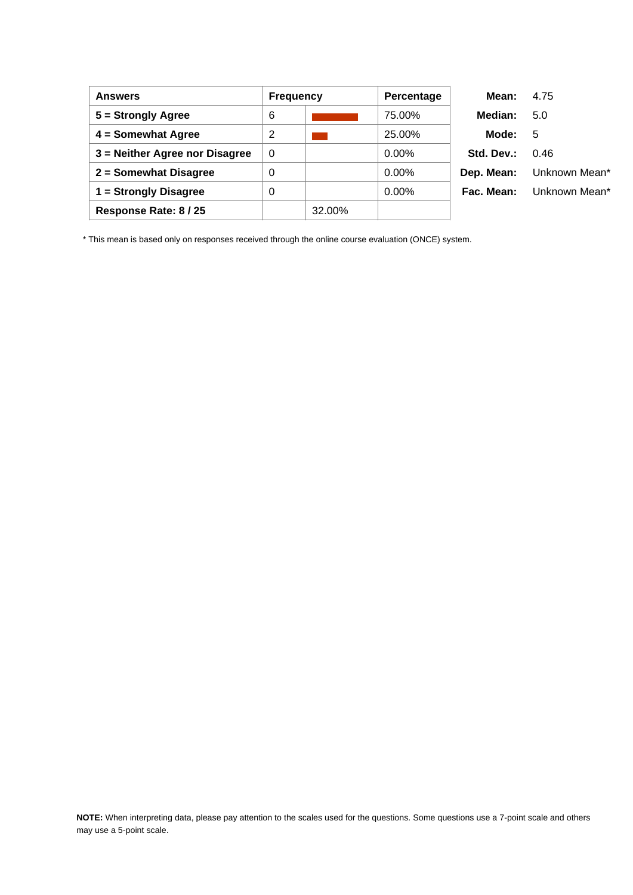| Answers | Frequency | | Percentage |
| --- | --- | --- | --- |
| 5 = Strongly Agree | 6 | | 75.00% |
| 4 = Somewhat Agree | 2 | | 25.00% |
| 3 = Neither Agree nor Disagree | 0 | | 0.00% |
| 2 = Somewhat Disagree | 0 | | 0.00% |
| 1 = Strongly Disagree | 0 | | 0.00% |
| Response Rate: 8 / 25 | | 32.00% | |

| | |
| --- | --- |
| **Mean:** | 4.75 |
| **Median:** | 5.0 |
| **Mode:** | 5 |
| **Std. Dev.:** | 0.46 |
| **Dep. Mean:** | Unknown Mean* |
| **Fac. Mean:** | Unknown Mean* |

* This mean is based only on responses received through the online course evaluation (ONCE) system.

**NOTE:** When interpreting data, please pay attention to the scales used for the questions. Some questions use a 7-point scale and others may use a 5-point scale.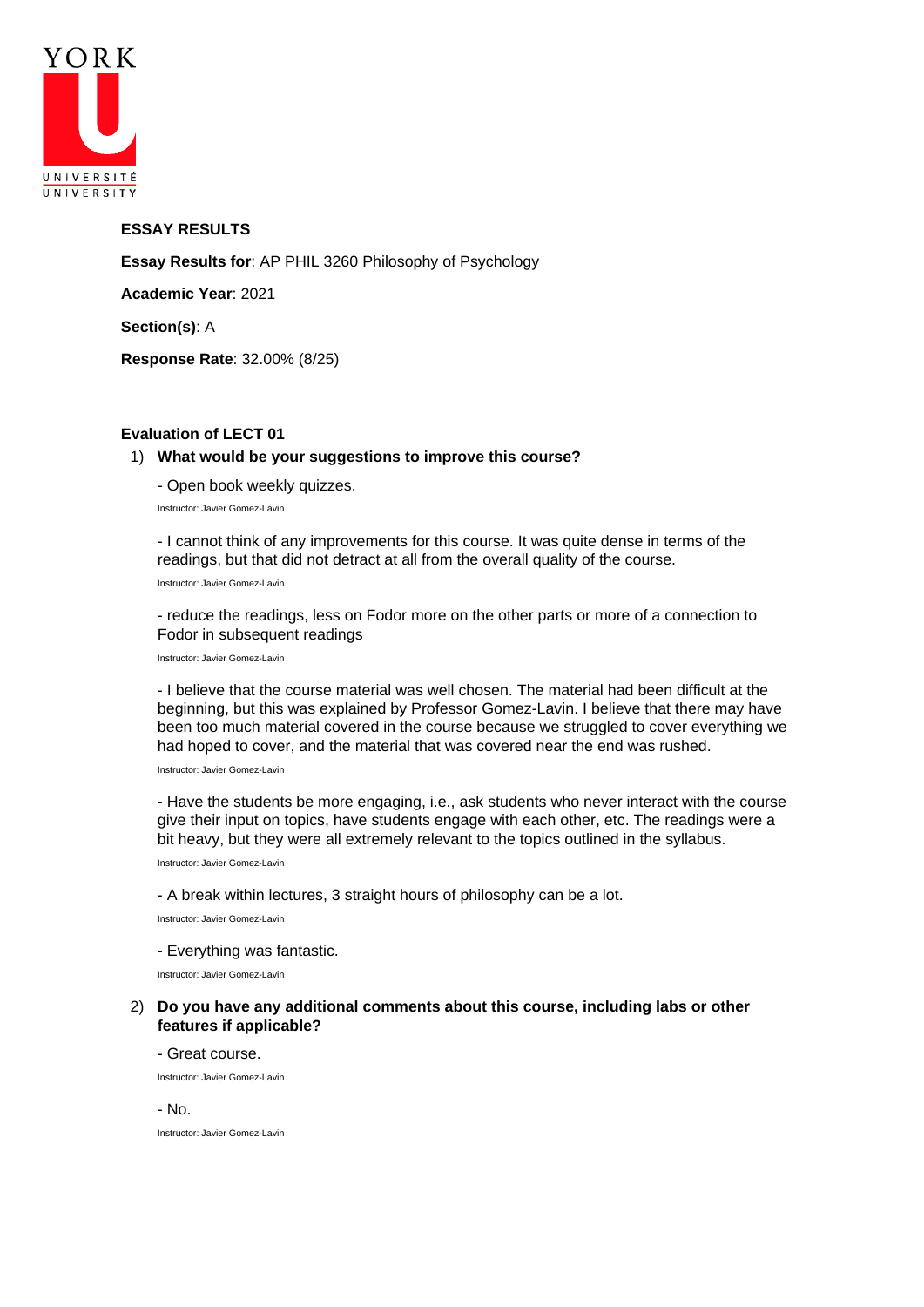YORK

UNIVERSITÉ
UNIVERSITY

**ESSAY RESULTS**

**Essay Results for**: AP PHIL 3260 Philosophy of Psychology

**Academic Year**: 2021

**Section(s)**: A

**Response Rate**: 32.00% (8/25)

**Evaluation of LECT 01**

1) **What would be your suggestions to improve this course?**

   - Open book weekly quizzes.

   Instructor: Javier Gomez-Lavin

   - I cannot think of any improvements for this course. It was quite dense in terms of the readings, but that did not detract at all from the overall quality of the course.

   Instructor: Javier Gomez-Lavin

   - reduce the readings, less on Fodor more on the other parts or more of a connection to Fodor in subsequent readings

   Instructor: Javier Gomez-Lavin

   - I believe that the course material was well chosen. The material had been difficult at the beginning, but this was explained by Professor Gomez-Lavin. I believe that there may have been too much material covered in the course because we struggled to cover everything we had hoped to cover, and the material that was covered near the end was rushed.

   Instructor: Javier Gomez-Lavin

   - Have the students be more engaging, i.e., ask students who never interact with the course give their input on topics, have students engage with each other, etc. The readings were a bit heavy, but they were all extremely relevant to the topics outlined in the syllabus.

   Instructor: Javier Gomez-Lavin

   - A break within lectures, 3 straight hours of philosophy can be a lot.

   Instructor: Javier Gomez-Lavin

   - Everything was fantastic.

   Instructor: Javier Gomez-Lavin

2) **Do you have any additional comments about this course, including labs or other features if applicable?**

   - Great course.

   Instructor: Javier Gomez-Lavin

   - No.

   Instructor: Javier Gomez-Lavin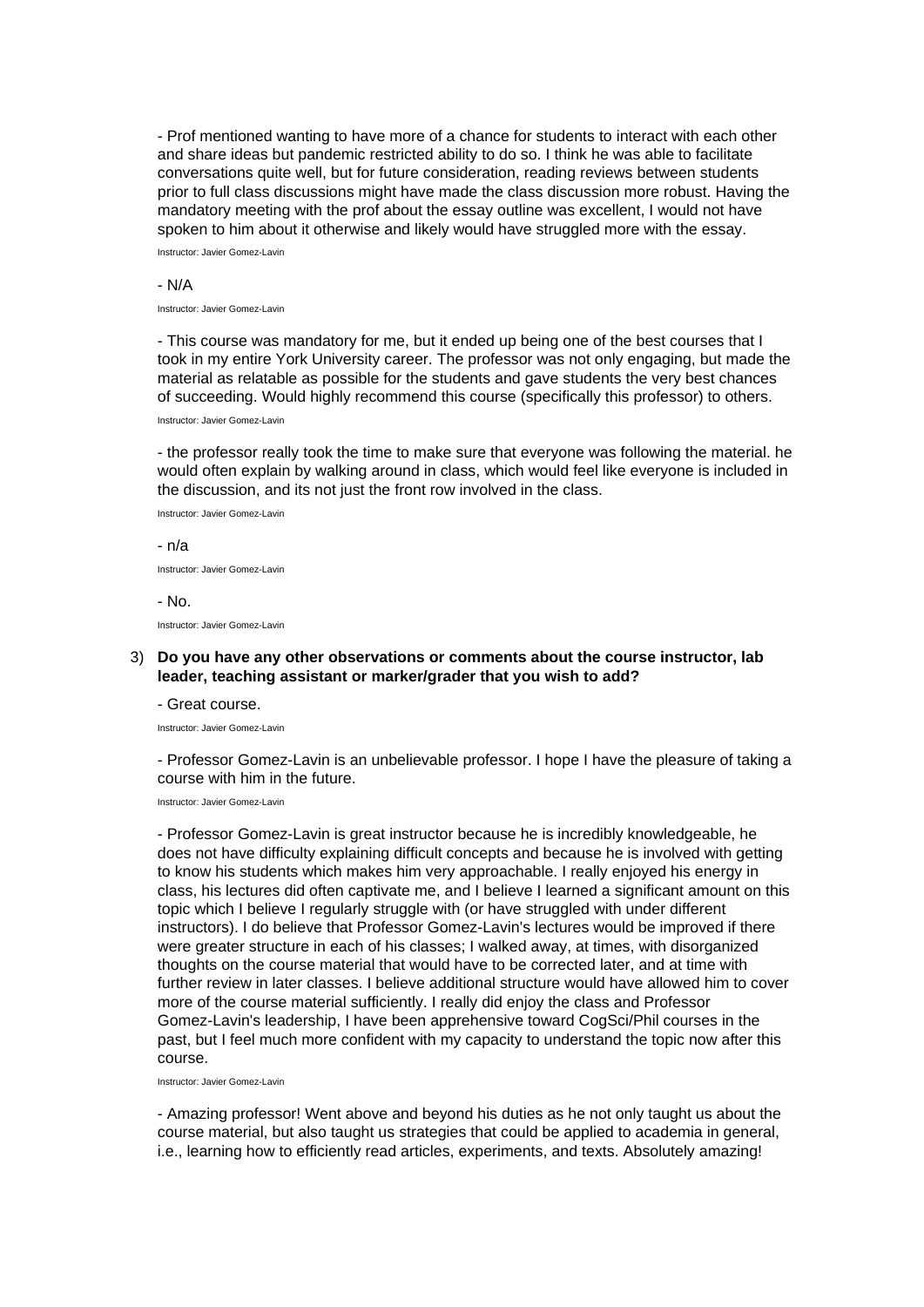- Prof mentioned wanting to have more of a chance for students to interact with each other and share ideas but pandemic restricted ability to do so. I think he was able to facilitate conversations quite well, but for future consideration, reading reviews between students prior to full class discussions might have made the class discussion more robust. Having the mandatory meeting with the prof about the essay outline was excellent, I would not have spoken to him about it otherwise and likely would have struggled more with the essay.

Instructor: Javier Gomez-Lavin

- N/A

Instructor: Javier Gomez-Lavin

- This course was mandatory for me, but it ended up being one of the best courses that I took in my entire York University career. The professor was not only engaging, but made the material as relatable as possible for the students and gave students the very best chances of succeeding. Would highly recommend this course (specifically this professor) to others.

Instructor: Javier Gomez-Lavin

- the professor really took the time to make sure that everyone was following the material. he would often explain by walking around in class, which would feel like everyone is included in the discussion, and its not just the front row involved in the class.

Instructor: Javier Gomez-Lavin

- n/a

Instructor: Javier Gomez-Lavin

- No.

Instructor: Javier Gomez-Lavin

3) **Do you have any other observations or comments about the course instructor, lab leader, teaching assistant or marker/grader that you wish to add?**

- Great course.

Instructor: Javier Gomez-Lavin

- Professor Gomez-Lavin is an unbelievable professor. I hope I have the pleasure of taking a course with him in the future.

Instructor: Javier Gomez-Lavin

- Professor Gomez-Lavin is great instructor because he is incredibly knowledgeable, he does not have difficulty explaining difficult concepts and because he is involved with getting to know his students which makes him very approachable. I really enjoyed his energy in class, his lectures did often captivate me, and I believe I learned a significant amount on this topic which I believe I regularly struggle with (or have struggled with under different instructors). I do believe that Professor Gomez-Lavin's lectures would be improved if there were greater structure in each of his classes; I walked away, at times, with disorganized thoughts on the course material that would have to be corrected later, and at time with further review in later classes. I believe additional structure would have allowed him to cover more of the course material sufficiently. I really did enjoy the class and Professor Gomez-Lavin's leadership, I have been apprehensive toward CogSci/Phil courses in the past, but I feel much more confident with my capacity to understand the topic now after this course.

Instructor: Javier Gomez-Lavin

- Amazing professor! Went above and beyond his duties as he not only taught us about the course material, but also taught us strategies that could be applied to academia in general, i.e., learning how to efficiently read articles, experiments, and texts. Absolutely amazing!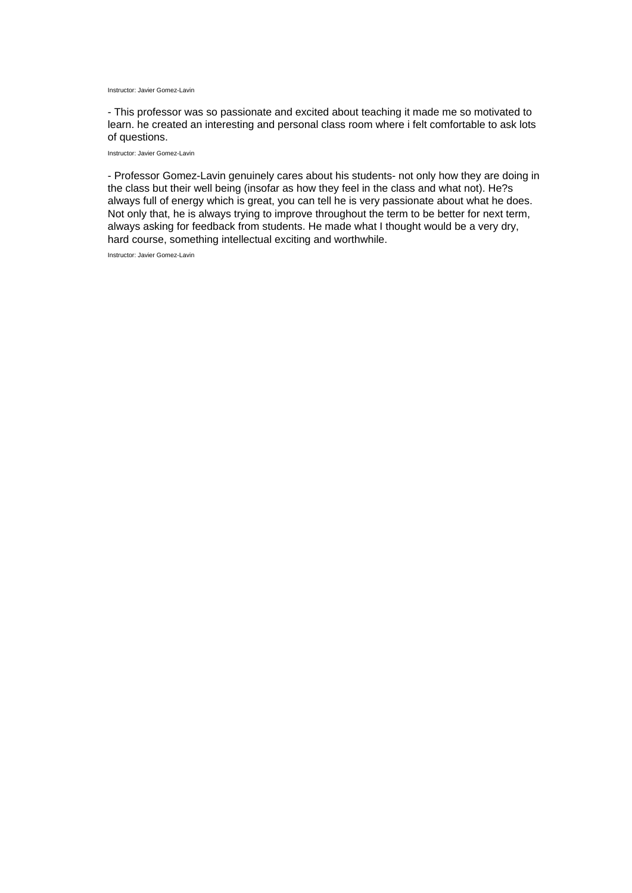Instructor: Javier Gomez-Lavin

- This professor was so passionate and excited about teaching it made me so motivated to learn. he created an interesting and personal class room where i felt comfortable to ask lots of questions.

Instructor: Javier Gomez-Lavin

- Professor Gomez-Lavin genuinely cares about his students- not only how they are doing in the class but their well being (insofar as how they feel in the class and what not). He?s always full of energy which is great, you can tell he is very passionate about what he does. Not only that, he is always trying to improve throughout the term to be better for next term, always asking for feedback from students. He made what I thought would be a very dry, hard course, something intellectual exciting and worthwhile.

Instructor: Javier Gomez-Lavin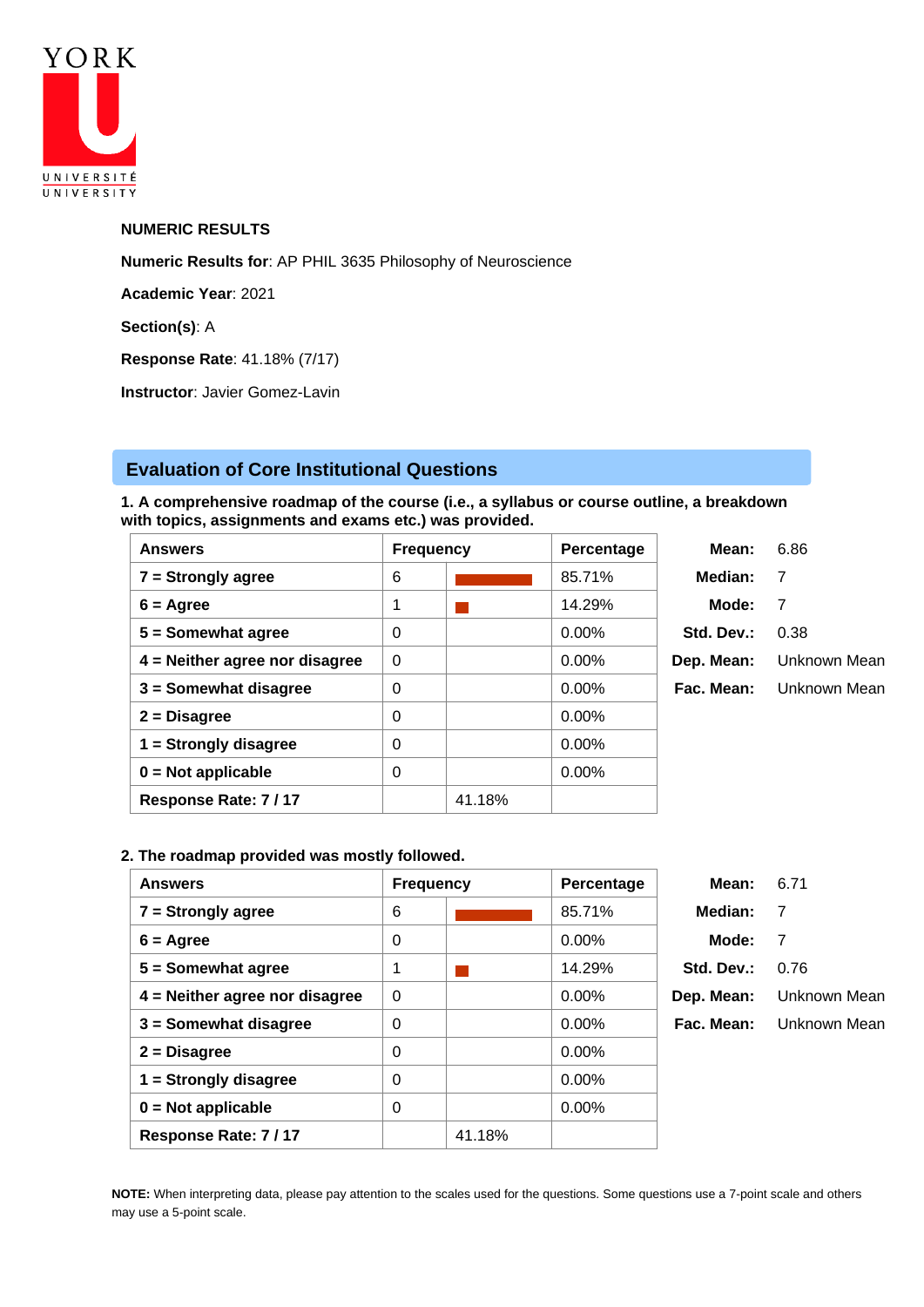YORK U UNIVERSITÉ UNIVERSITY

**NUMERIC RESULTS**

**Numeric Results for**: AP PHIL 3635 Philosophy of Neuroscience

**Academic Year**: 2021

**Section(s)**: A

**Response Rate**: 41.18% (7/17)

**Instructor**: Javier Gomez-Lavin

## Evaluation of Core Institutional Questions

**1. A comprehensive roadmap of the course (i.e., a syllabus or course outline, a breakdown with topics, assignments and exams etc.) was provided.**

| Answers | Frequency | | Percentage |
|---|---|---|---|
| 7 = Strongly agree | 6 | | 85.71% |
| 6 = Agree | 1 | | 14.29% |
| 5 = Somewhat agree | 0 | | 0.00% |
| 4 = Neither agree nor disagree | 0 | | 0.00% |
| 3 = Somewhat disagree | 0 | | 0.00% |
| 2 = Disagree | 0 | | 0.00% |
| 1 = Strongly disagree | 0 | | 0.00% |
| 0 = Not applicable | 0 | | 0.00% |
| Response Rate: 7 / 17 | | 41.18% | |

| | |
|---|---|
| **Mean:** | 6.86 |
| **Median:** | 7 |
| **Mode:** | 7 |
| **Std. Dev.:** | 0.38 |
| **Dep. Mean:** | Unknown Mean |
| **Fac. Mean:** | Unknown Mean |

**2. The roadmap provided was mostly followed.**

| Answers | Frequency | | Percentage |
|---|---|---|---|
| 7 = Strongly agree | 6 | | 85.71% |
| 6 = Agree | 0 | | 0.00% |
| 5 = Somewhat agree | 1 | | 14.29% |
| 4 = Neither agree nor disagree | 0 | | 0.00% |
| 3 = Somewhat disagree | 0 | | 0.00% |
| 2 = Disagree | 0 | | 0.00% |
| 1 = Strongly disagree | 0 | | 0.00% |
| 0 = Not applicable | 0 | | 0.00% |
| Response Rate: 7 / 17 | | 41.18% | |

| | |
|---|---|
| **Mean:** | 6.71 |
| **Median:** | 7 |
| **Mode:** | 7 |
| **Std. Dev.:** | 0.76 |
| **Dep. Mean:** | Unknown Mean |
| **Fac. Mean:** | Unknown Mean |

**NOTE:** When interpreting data, please pay attention to the scales used for the questions. Some questions use a 7-point scale and others may use a 5-point scale.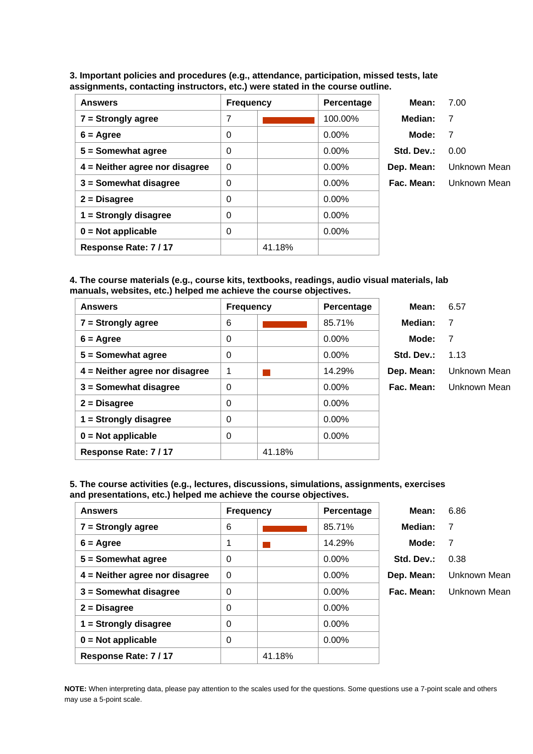**3. Important policies and procedures (e.g., attendance, participation, missed tests, late assignments, contacting instructors, etc.) were stated in the course outline.**

| Answers | Frequency | | Percentage |
|---|---|---|---|
| 7 = Strongly agree | 7 | | 100.00% |
| 6 = Agree | 0 | | 0.00% |
| 5 = Somewhat agree | 0 | | 0.00% |
| 4 = Neither agree nor disagree | 0 | | 0.00% |
| 3 = Somewhat disagree | 0 | | 0.00% |
| 2 = Disagree | 0 | | 0.00% |
| 1 = Strongly disagree | 0 | | 0.00% |
| 0 = Not applicable | 0 | | 0.00% |
| Response Rate: 7 / 17 | | 41.18% | |

| | |
|---|---|
| **Mean:** | 7.00 |
| **Median:** | 7 |
| **Mode:** | 7 |
| **Std. Dev.:** | 0.00 |
| **Dep. Mean:** | Unknown Mean |
| **Fac. Mean:** | Unknown Mean |

**4. The course materials (e.g., course kits, textbooks, readings, audio visual materials, lab manuals, websites, etc.) helped me achieve the course objectives.**

| Answers | Frequency | | Percentage |
|---|---|---|---|
| 7 = Strongly agree | 6 | | 85.71% |
| 6 = Agree | 0 | | 0.00% |
| 5 = Somewhat agree | 0 | | 0.00% |
| 4 = Neither agree nor disagree | 1 | | 14.29% |
| 3 = Somewhat disagree | 0 | | 0.00% |
| 2 = Disagree | 0 | | 0.00% |
| 1 = Strongly disagree | 0 | | 0.00% |
| 0 = Not applicable | 0 | | 0.00% |
| Response Rate: 7 / 17 | | 41.18% | |

| | |
|---|---|
| **Mean:** | 6.57 |
| **Median:** | 7 |
| **Mode:** | 7 |
| **Std. Dev.:** | 1.13 |
| **Dep. Mean:** | Unknown Mean |
| **Fac. Mean:** | Unknown Mean |

**5. The course activities (e.g., lectures, discussions, simulations, assignments, exercises and presentations, etc.) helped me achieve the course objectives.**

| Answers | Frequency | | Percentage |
|---|---|---|---|
| 7 = Strongly agree | 6 | | 85.71% |
| 6 = Agree | 1 | | 14.29% |
| 5 = Somewhat agree | 0 | | 0.00% |
| 4 = Neither agree nor disagree | 0 | | 0.00% |
| 3 = Somewhat disagree | 0 | | 0.00% |
| 2 = Disagree | 0 | | 0.00% |
| 1 = Strongly disagree | 0 | | 0.00% |
| 0 = Not applicable | 0 | | 0.00% |
| Response Rate: 7 / 17 | | 41.18% | |

| | |
|---|---|
| **Mean:** | 6.86 |
| **Median:** | 7 |
| **Mode:** | 7 |
| **Std. Dev.:** | 0.38 |
| **Dep. Mean:** | Unknown Mean |
| **Fac. Mean:** | Unknown Mean |

**NOTE:** When interpreting data, please pay attention to the scales used for the questions. Some questions use a 7-point scale and others may use a 5-point scale.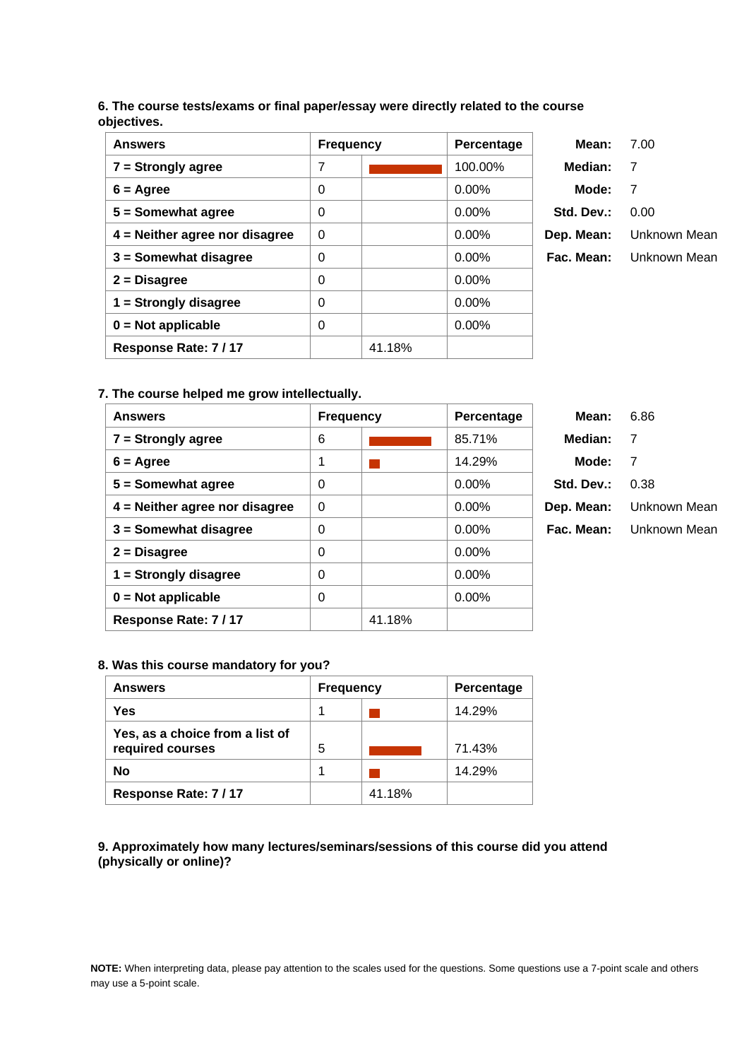**6. The course tests/exams or final paper/essay were directly related to the course objectives.**

| Answers | Frequency | | Percentage |
|---|---|---|---|
| 7 = Strongly agree | 7 | | 100.00% |
| 6 = Agree | 0 | | 0.00% |
| 5 = Somewhat agree | 0 | | 0.00% |
| 4 = Neither agree nor disagree | 0 | | 0.00% |
| 3 = Somewhat disagree | 0 | | 0.00% |
| 2 = Disagree | 0 | | 0.00% |
| 1 = Strongly disagree | 0 | | 0.00% |
| 0 = Not applicable | 0 | | 0.00% |
| Response Rate: 7 / 17 | | 41.18% | |

| | |
|---|---|
| **Mean:** | 7.00 |
| **Median:** | 7 |
| **Mode:** | 7 |
| **Std. Dev.:** | 0.00 |
| **Dep. Mean:** | Unknown Mean |
| **Fac. Mean:** | Unknown Mean |

**7. The course helped me grow intellectually.**

| Answers | Frequency | | Percentage |
|---|---|---|---|
| 7 = Strongly agree | 6 | | 85.71% |
| 6 = Agree | 1 | | 14.29% |
| 5 = Somewhat agree | 0 | | 0.00% |
| 4 = Neither agree nor disagree | 0 | | 0.00% |
| 3 = Somewhat disagree | 0 | | 0.00% |
| 2 = Disagree | 0 | | 0.00% |
| 1 = Strongly disagree | 0 | | 0.00% |
| 0 = Not applicable | 0 | | 0.00% |
| Response Rate: 7 / 17 | | 41.18% | |

| | |
|---|---|
| **Mean:** | 6.86 |
| **Median:** | 7 |
| **Mode:** | 7 |
| **Std. Dev.:** | 0.38 |
| **Dep. Mean:** | Unknown Mean |
| **Fac. Mean:** | Unknown Mean |

**8. Was this course mandatory for you?**

| Answers | Frequency | | Percentage |
|---|---|---|---|
| Yes | 1 | | 14.29% |
| Yes, as a choice from a list of required courses | 5 | | 71.43% |
| No | 1 | | 14.29% |
| Response Rate: 7 / 17 | | 41.18% | |

**9. Approximately how many lectures/seminars/sessions of this course did you attend (physically or online)?**

**NOTE:** When interpreting data, please pay attention to the scales used for the questions. Some questions use a 7-point scale and others may use a 5-point scale.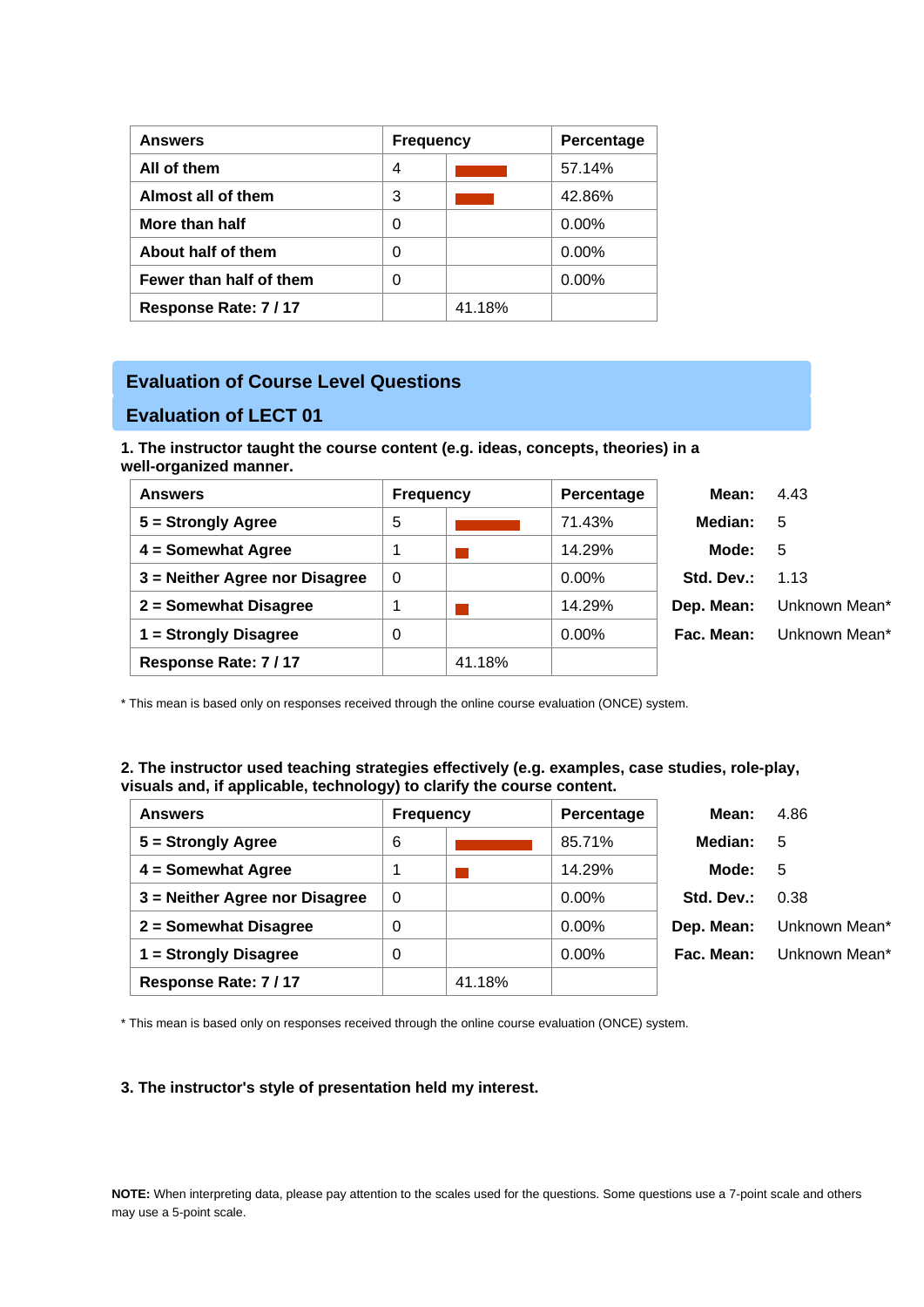| Answers | Frequency | | Percentage |
|---|---|---|---|
| All of them | 4 | | 57.14% |
| Almost all of them | 3 | | 42.86% |
| More than half | 0 | | 0.00% |
| About half of them | 0 | | 0.00% |
| Fewer than half of them | 0 | | 0.00% |
| Response Rate: 7 / 17 | | 41.18% | |

## Evaluation of Course Level Questions

## Evaluation of LECT 01

**1. The instructor taught the course content (e.g. ideas, concepts, theories) in a well-organized manner.**

| Answers | Frequency | | Percentage |
|---|---|---|---|
| 5 = Strongly Agree | 5 | | 71.43% |
| 4 = Somewhat Agree | 1 | | 14.29% |
| 3 = Neither Agree nor Disagree | 0 | | 0.00% |
| 2 = Somewhat Disagree | 1 | | 14.29% |
| 1 = Strongly Disagree | 0 | | 0.00% |
| Response Rate: 7 / 17 | | 41.18% | |

| | |
|---|---|
| **Mean:** | 4.43 |
| **Median:** | 5 |
| **Mode:** | 5 |
| **Std. Dev.:** | 1.13 |
| **Dep. Mean:** | Unknown Mean* |
| **Fac. Mean:** | Unknown Mean* |

\* This mean is based only on responses received through the online course evaluation (ONCE) system.

**2. The instructor used teaching strategies effectively (e.g. examples, case studies, role-play, visuals and, if applicable, technology) to clarify the course content.**

| Answers | Frequency | | Percentage |
|---|---|---|---|
| 5 = Strongly Agree | 6 | | 85.71% |
| 4 = Somewhat Agree | 1 | | 14.29% |
| 3 = Neither Agree nor Disagree | 0 | | 0.00% |
| 2 = Somewhat Disagree | 0 | | 0.00% |
| 1 = Strongly Disagree | 0 | | 0.00% |
| Response Rate: 7 / 17 | | 41.18% | |

| | |
|---|---|
| **Mean:** | 4.86 |
| **Median:** | 5 |
| **Mode:** | 5 |
| **Std. Dev.:** | 0.38 |
| **Dep. Mean:** | Unknown Mean* |
| **Fac. Mean:** | Unknown Mean* |

\* This mean is based only on responses received through the online course evaluation (ONCE) system.

**3. The instructor's style of presentation held my interest.**

**NOTE:** When interpreting data, please pay attention to the scales used for the questions. Some questions use a 7-point scale and others may use a 5-point scale.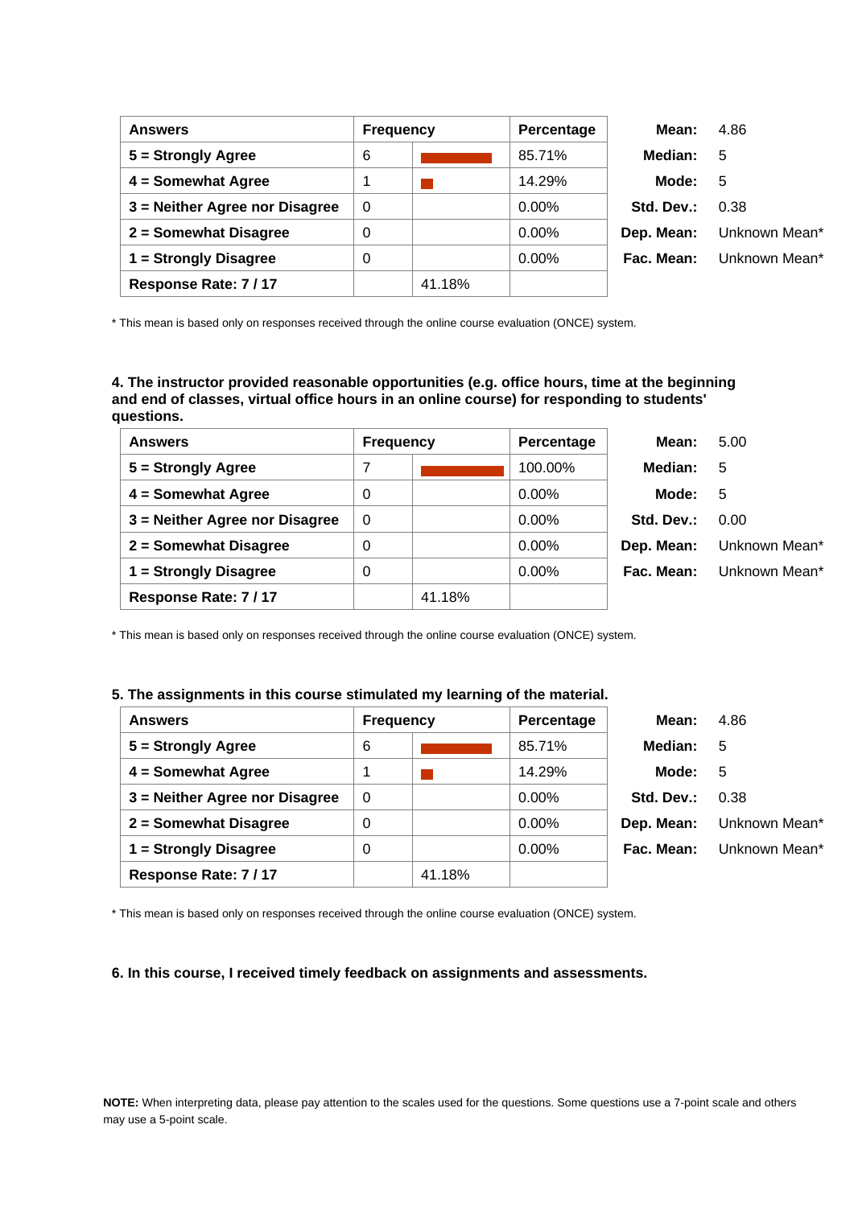| Answers | Frequency | | Percentage | | Mean: | 4.86 |
|---|---|---|---|---|---|---|
| 5 = Strongly Agree | 6 | | 85.71% | | Median: | 5 |
| 4 = Somewhat Agree | 1 | | 14.29% | | Mode: | 5 |
| 3 = Neither Agree nor Disagree | 0 | | 0.00% | | Std. Dev.: | 0.38 |
| 2 = Somewhat Disagree | 0 | | 0.00% | | Dep. Mean: | Unknown Mean* |
| 1 = Strongly Disagree | 0 | | 0.00% | | Fac. Mean: | Unknown Mean* |
| Response Rate: 7 / 17 | | 41.18% | | | | |

* This mean is based only on responses received through the online course evaluation (ONCE) system.

**4. The instructor provided reasonable opportunities (e.g. office hours, time at the beginning and end of classes, virtual office hours in an online course) for responding to students' questions.**

| Answers | Frequency | | Percentage | | Mean: | 5.00 |
|---|---|---|---|---|---|---|
| 5 = Strongly Agree | 7 | | 100.00% | | Median: | 5 |
| 4 = Somewhat Agree | 0 | | 0.00% | | Mode: | 5 |
| 3 = Neither Agree nor Disagree | 0 | | 0.00% | | Std. Dev.: | 0.00 |
| 2 = Somewhat Disagree | 0 | | 0.00% | | Dep. Mean: | Unknown Mean* |
| 1 = Strongly Disagree | 0 | | 0.00% | | Fac. Mean: | Unknown Mean* |
| Response Rate: 7 / 17 | | 41.18% | | | | |

* This mean is based only on responses received through the online course evaluation (ONCE) system.

**5. The assignments in this course stimulated my learning of the material.**

| Answers | Frequency | | Percentage | | Mean: | 4.86 |
|---|---|---|---|---|---|---|
| 5 = Strongly Agree | 6 | | 85.71% | | Median: | 5 |
| 4 = Somewhat Agree | 1 | | 14.29% | | Mode: | 5 |
| 3 = Neither Agree nor Disagree | 0 | | 0.00% | | Std. Dev.: | 0.38 |
| 2 = Somewhat Disagree | 0 | | 0.00% | | Dep. Mean: | Unknown Mean* |
| 1 = Strongly Disagree | 0 | | 0.00% | | Fac. Mean: | Unknown Mean* |
| Response Rate: 7 / 17 | | 41.18% | | | | |

* This mean is based only on responses received through the online course evaluation (ONCE) system.

**6. In this course, I received timely feedback on assignments and assessments.**

**NOTE:** When interpreting data, please pay attention to the scales used for the questions. Some questions use a 7-point scale and others may use a 5-point scale.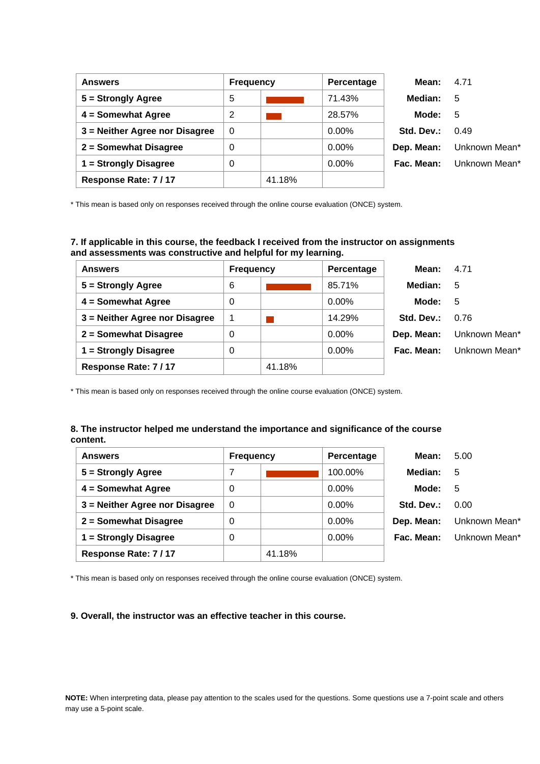| Answers | Frequency | | Percentage | | Mean: | 4.71 |
|---|---|---|---|---|---|---|
| 5 = Strongly Agree | 5 | | 71.43% | | Median: | 5 |
| 4 = Somewhat Agree | 2 | | 28.57% | | Mode: | 5 |
| 3 = Neither Agree nor Disagree | 0 | | 0.00% | | Std. Dev.: | 0.49 |
| 2 = Somewhat Disagree | 0 | | 0.00% | | Dep. Mean: | Unknown Mean* |
| 1 = Strongly Disagree | 0 | | 0.00% | | Fac. Mean: | Unknown Mean* |
| Response Rate: 7 / 17 | | 41.18% | | | | |

* This mean is based only on responses received through the online course evaluation (ONCE) system.

### 7. If applicable in this course, the feedback I received from the instructor on assignments and assessments was constructive and helpful for my learning.

| Answers | Frequency | | Percentage | | Mean: | 4.71 |
|---|---|---|---|---|---|---|
| 5 = Strongly Agree | 6 | | 85.71% | | Median: | 5 |
| 4 = Somewhat Agree | 0 | | 0.00% | | Mode: | 5 |
| 3 = Neither Agree nor Disagree | 1 | | 14.29% | | Std. Dev.: | 0.76 |
| 2 = Somewhat Disagree | 0 | | 0.00% | | Dep. Mean: | Unknown Mean* |
| 1 = Strongly Disagree | 0 | | 0.00% | | Fac. Mean: | Unknown Mean* |
| Response Rate: 7 / 17 | | 41.18% | | | | |

* This mean is based only on responses received through the online course evaluation (ONCE) system.

### 8. The instructor helped me understand the importance and significance of the course content.

| Answers | Frequency | | Percentage | | Mean: | 5.00 |
|---|---|---|---|---|---|---|
| 5 = Strongly Agree | 7 | | 100.00% | | Median: | 5 |
| 4 = Somewhat Agree | 0 | | 0.00% | | Mode: | 5 |
| 3 = Neither Agree nor Disagree | 0 | | 0.00% | | Std. Dev.: | 0.00 |
| 2 = Somewhat Disagree | 0 | | 0.00% | | Dep. Mean: | Unknown Mean* |
| 1 = Strongly Disagree | 0 | | 0.00% | | Fac. Mean: | Unknown Mean* |
| Response Rate: 7 / 17 | | 41.18% | | | | |

* This mean is based only on responses received through the online course evaluation (ONCE) system.

### 9. Overall, the instructor was an effective teacher in this course.

**NOTE:** When interpreting data, please pay attention to the scales used for the questions. Some questions use a 7-point scale and others may use a 5-point scale.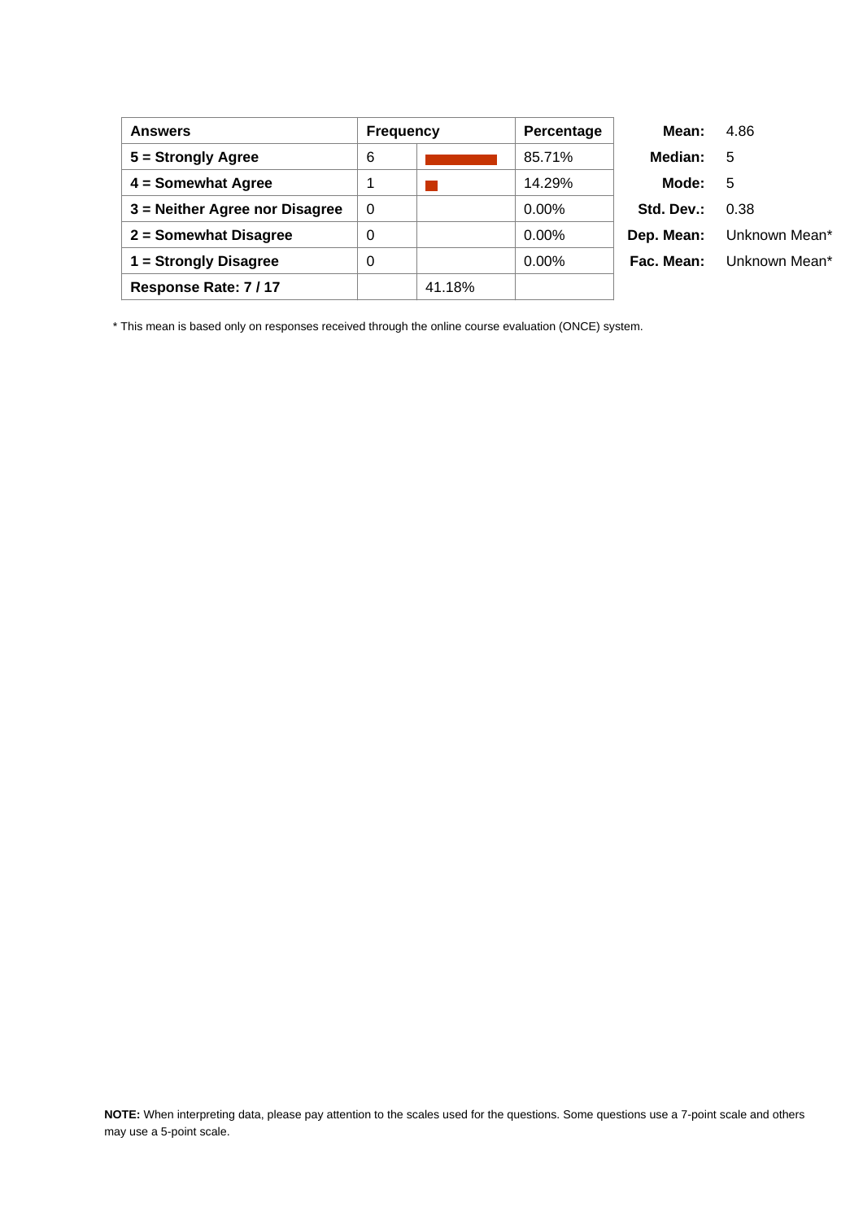| Answers | Frequency | | Percentage |
|---|---|---|---|
| 5 = Strongly Agree | 6 | | 85.71% |
| 4 = Somewhat Agree | 1 | | 14.29% |
| 3 = Neither Agree nor Disagree | 0 | | 0.00% |
| 2 = Somewhat Disagree | 0 | | 0.00% |
| 1 = Strongly Disagree | 0 | | 0.00% |
| Response Rate: 7 / 17 | | 41.18% | |

| | |
|---|---|
| **Mean:** | 4.86 |
| **Median:** | 5 |
| **Mode:** | 5 |
| **Std. Dev.:** | 0.38 |
| **Dep. Mean:** | Unknown Mean* |
| **Fac. Mean:** | Unknown Mean* |

* This mean is based only on responses received through the online course evaluation (ONCE) system.

**NOTE:** When interpreting data, please pay attention to the scales used for the questions. Some questions use a 7-point scale and others may use a 5-point scale.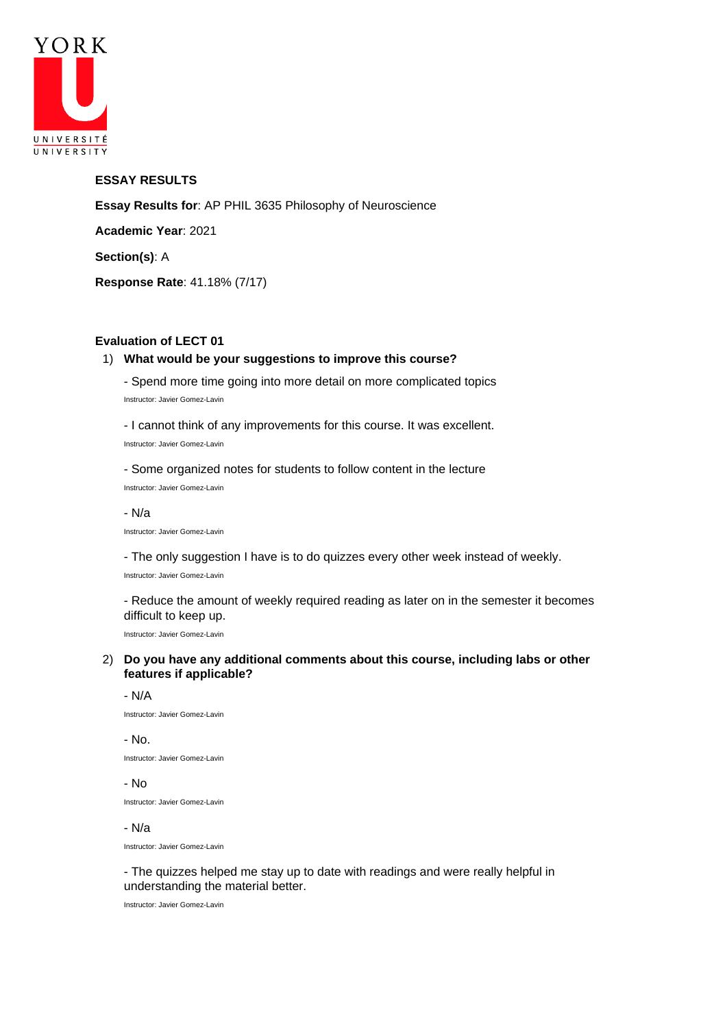YORK UNIVERSITÉ UNIVERSITY

**ESSAY RESULTS**

**Essay Results for**: AP PHIL 3635 Philosophy of Neuroscience

**Academic Year**: 2021

**Section(s)**: A

**Response Rate**: 41.18% (7/17)

**Evaluation of LECT 01**

1) **What would be your suggestions to improve this course?**

- Spend more time going into more detail on more complicated topics

Instructor: Javier Gomez-Lavin

- I cannot think of any improvements for this course. It was excellent.

Instructor: Javier Gomez-Lavin

- Some organized notes for students to follow content in the lecture

Instructor: Javier Gomez-Lavin

- N/a

Instructor: Javier Gomez-Lavin

- The only suggestion I have is to do quizzes every other week instead of weekly.

Instructor: Javier Gomez-Lavin

- Reduce the amount of weekly required reading as later on in the semester it becomes difficult to keep up.

Instructor: Javier Gomez-Lavin

2) **Do you have any additional comments about this course, including labs or other features if applicable?**

- N/A

Instructor: Javier Gomez-Lavin

- No.

Instructor: Javier Gomez-Lavin

- No

Instructor: Javier Gomez-Lavin

- N/a

Instructor: Javier Gomez-Lavin

- The quizzes helped me stay up to date with readings and were really helpful in understanding the material better.

Instructor: Javier Gomez-Lavin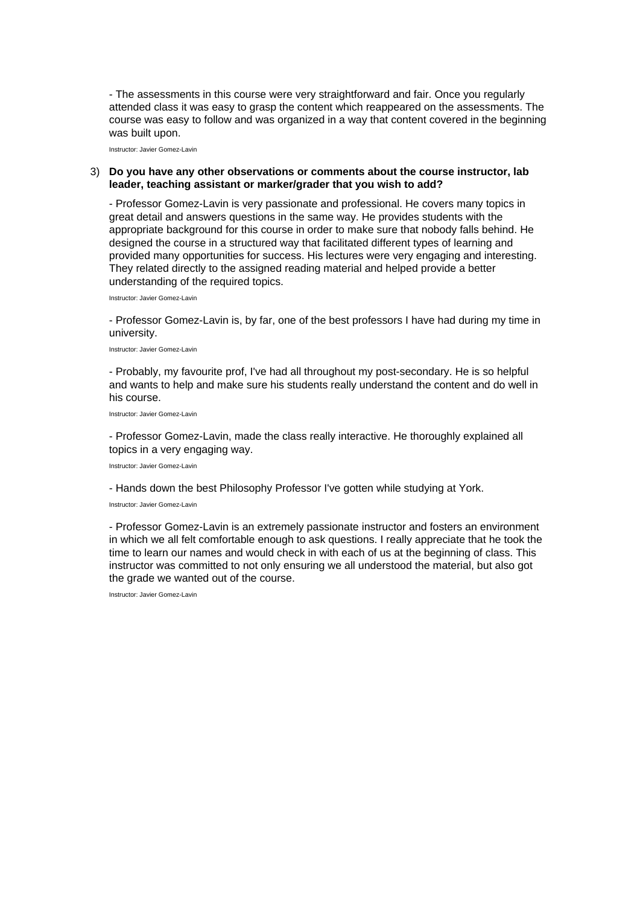- The assessments in this course were very straightforward and fair. Once you regularly attended class it was easy to grasp the content which reappeared on the assessments. The course was easy to follow and was organized in a way that content covered in the beginning was built upon.

Instructor: Javier Gomez-Lavin

3) **Do you have any other observations or comments about the course instructor, lab leader, teaching assistant or marker/grader that you wish to add?**

- Professor Gomez-Lavin is very passionate and professional. He covers many topics in great detail and answers questions in the same way. He provides students with the appropriate background for this course in order to make sure that nobody falls behind. He designed the course in a structured way that facilitated different types of learning and provided many opportunities for success. His lectures were very engaging and interesting. They related directly to the assigned reading material and helped provide a better understanding of the required topics.

Instructor: Javier Gomez-Lavin

- Professor Gomez-Lavin is, by far, one of the best professors I have had during my time in university.

Instructor: Javier Gomez-Lavin

- Probably, my favourite prof, I've had all throughout my post-secondary. He is so helpful and wants to help and make sure his students really understand the content and do well in his course.

Instructor: Javier Gomez-Lavin

- Professor Gomez-Lavin, made the class really interactive. He thoroughly explained all topics in a very engaging way.

Instructor: Javier Gomez-Lavin

- Hands down the best Philosophy Professor I've gotten while studying at York.

Instructor: Javier Gomez-Lavin

- Professor Gomez-Lavin is an extremely passionate instructor and fosters an environment in which we all felt comfortable enough to ask questions. I really appreciate that he took the time to learn our names and would check in with each of us at the beginning of class. This instructor was committed to not only ensuring we all understood the material, but also got the grade we wanted out of the course.

Instructor: Javier Gomez-Lavin